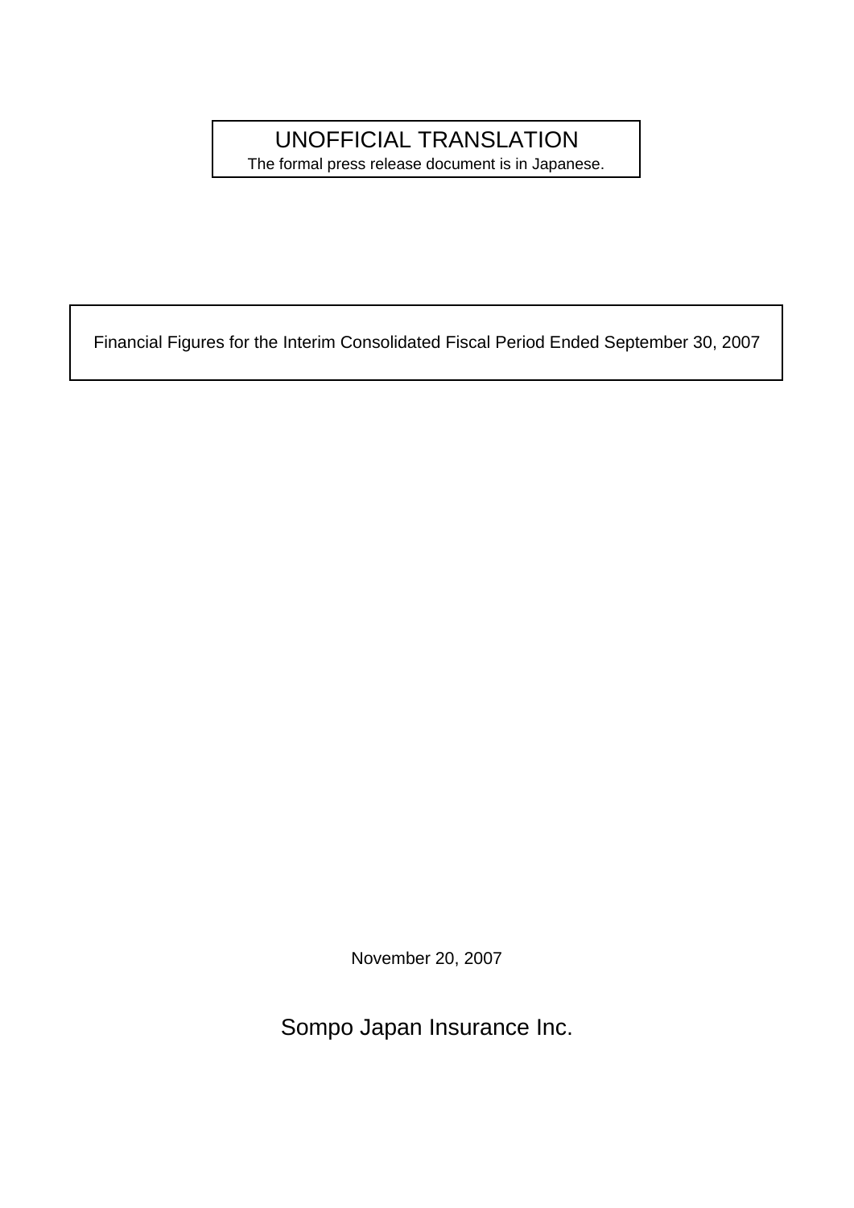UNOFFICIAL TRANSLATION

The formal press release document is in Japanese.

# Financial Figures for the Interim Consolidated Fiscal Period Ended September 30, 2007

November 20, 2007

Sompo Japan Insurance Inc.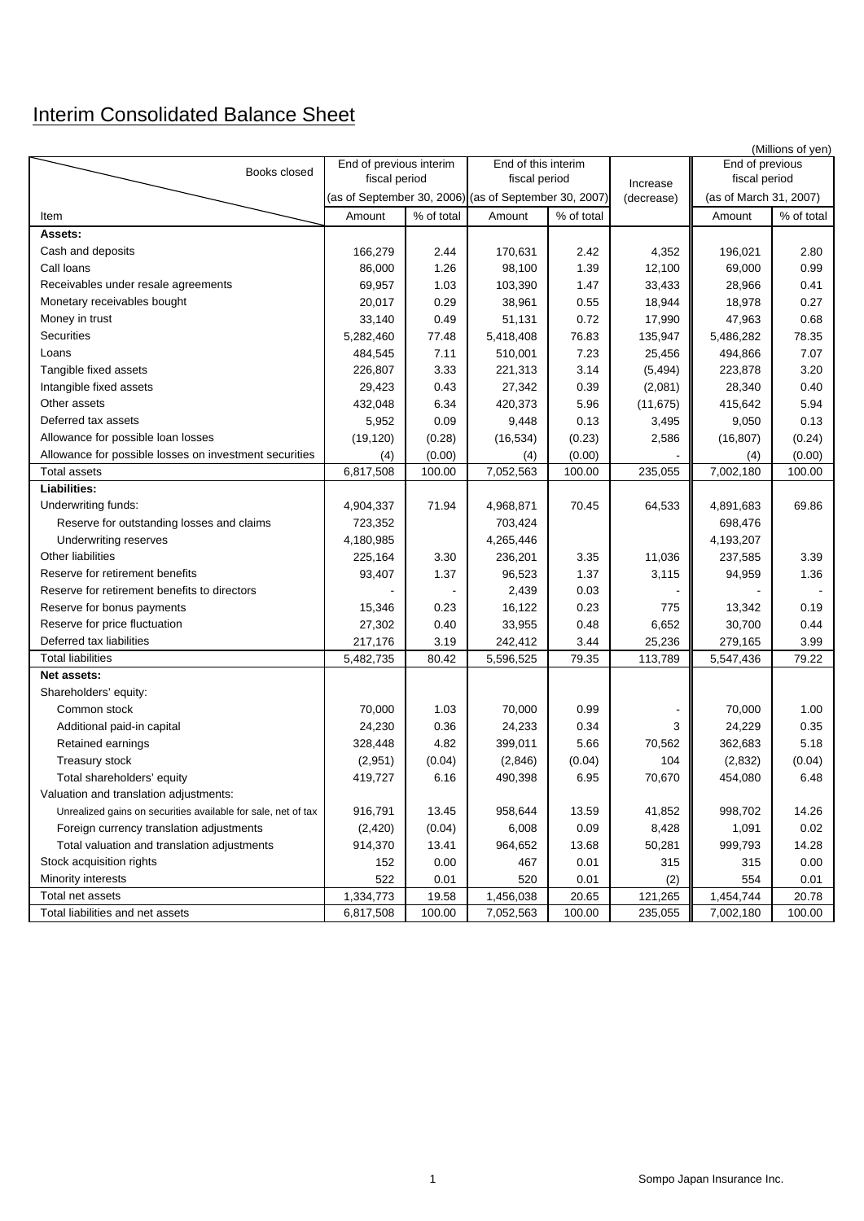# Interim Consolidated Balance Sheet

(Millions of yen)

| Item | End of previous interim fiscal period (as of September 30, 2006) | | End of this interim fiscal period (as of September 30, 2007) | | Increase (decrease) | End of previous fiscal period (as of March 31, 2007) | |
|---|---|---|---|---|---|---|---|
| | Amount | % of total | Amount | % of total | | Amount | % of total |
| **Assets:** | | | | | | | |
| Cash and deposits | 166,279 | 2.44 | 170,631 | 2.42 | 4,352 | 196,021 | 2.80 |
| Call loans | 86,000 | 1.26 | 98,100 | 1.39 | 12,100 | 69,000 | 0.99 |
| Receivables under resale agreements | 69,957 | 1.03 | 103,390 | 1.47 | 33,433 | 28,966 | 0.41 |
| Monetary receivables bought | 20,017 | 0.29 | 38,961 | 0.55 | 18,944 | 18,978 | 0.27 |
| Money in trust | 33,140 | 0.49 | 51,131 | 0.72 | 17,990 | 47,963 | 0.68 |
| Securities | 5,282,460 | 77.48 | 5,418,408 | 76.83 | 135,947 | 5,486,282 | 78.35 |
| Loans | 484,545 | 7.11 | 510,001 | 7.23 | 25,456 | 494,866 | 7.07 |
| Tangible fixed assets | 226,807 | 3.33 | 221,313 | 3.14 | (5,494) | 223,878 | 3.20 |
| Intangible fixed assets | 29,423 | 0.43 | 27,342 | 0.39 | (2,081) | 28,340 | 0.40 |
| Other assets | 432,048 | 6.34 | 420,373 | 5.96 | (11,675) | 415,642 | 5.94 |
| Deferred tax assets | 5,952 | 0.09 | 9,448 | 0.13 | 3,495 | 9,050 | 0.13 |
| Allowance for possible loan losses | (19,120) | (0.28) | (16,534) | (0.23) | 2,586 | (16,807) | (0.24) |
| Allowance for possible losses on investment securities | (4) | (0.00) | (4) | (0.00) | - | (4) | (0.00) |
| Total assets | 6,817,508 | 100.00 | 7,052,563 | 100.00 | 235,055 | 7,002,180 | 100.00 |
| **Liabilities:** | | | | | | | |
| Underwriting funds: | 4,904,337 | 71.94 | 4,968,871 | 70.45 | 64,533 | 4,891,683 | 69.86 |
| Reserve for outstanding losses and claims | 723,352 | | 703,424 | | | 698,476 | |
| Underwriting reserves | 4,180,985 | | 4,265,446 | | | 4,193,207 | |
| Other liabilities | 225,164 | 3.30 | 236,201 | 3.35 | 11,036 | 237,585 | 3.39 |
| Reserve for retirement benefits | 93,407 | 1.37 | 96,523 | 1.37 | 3,115 | 94,959 | 1.36 |
| Reserve for retirement benefits to directors | - | - | 2,439 | 0.03 | - | - | - |
| Reserve for bonus payments | 15,346 | 0.23 | 16,122 | 0.23 | 775 | 13,342 | 0.19 |
| Reserve for price fluctuation | 27,302 | 0.40 | 33,955 | 0.48 | 6,652 | 30,700 | 0.44 |
| Deferred tax liabilities | 217,176 | 3.19 | 242,412 | 3.44 | 25,236 | 279,165 | 3.99 |
| Total liabilities | 5,482,735 | 80.42 | 5,596,525 | 79.35 | 113,789 | 5,547,436 | 79.22 |
| **Net assets:** | | | | | | | |
| Shareholders' equity: | | | | | | | |
| Common stock | 70,000 | 1.03 | 70,000 | 0.99 | - | 70,000 | 1.00 |
| Additional paid-in capital | 24,230 | 0.36 | 24,233 | 0.34 | 3 | 24,229 | 0.35 |
| Retained earnings | 328,448 | 4.82 | 399,011 | 5.66 | 70,562 | 362,683 | 5.18 |
| Treasury stock | (2,951) | (0.04) | (2,846) | (0.04) | 104 | (2,832) | (0.04) |
| Total shareholders' equity | 419,727 | 6.16 | 490,398 | 6.95 | 70,670 | 454,080 | 6.48 |
| Valuation and translation adjustments: | | | | | | | |
| Unrealized gains on securities available for sale, net of tax | 916,791 | 13.45 | 958,644 | 13.59 | 41,852 | 998,702 | 14.26 |
| Foreign currency translation adjustments | (2,420) | (0.04) | 6,008 | 0.09 | 8,428 | 1,091 | 0.02 |
| Total valuation and translation adjustments | 914,370 | 13.41 | 964,652 | 13.68 | 50,281 | 999,793 | 14.28 |
| Stock acquisition rights | 152 | 0.00 | 467 | 0.01 | 315 | 315 | 0.00 |
| Minority interests | 522 | 0.01 | 520 | 0.01 | (2) | 554 | 0.01 |
| Total net assets | 1,334,773 | 19.58 | 1,456,038 | 20.65 | 121,265 | 1,454,744 | 20.78 |
| Total liabilities and net assets | 6,817,508 | 100.00 | 7,052,563 | 100.00 | 235,055 | 7,002,180 | 100.00 |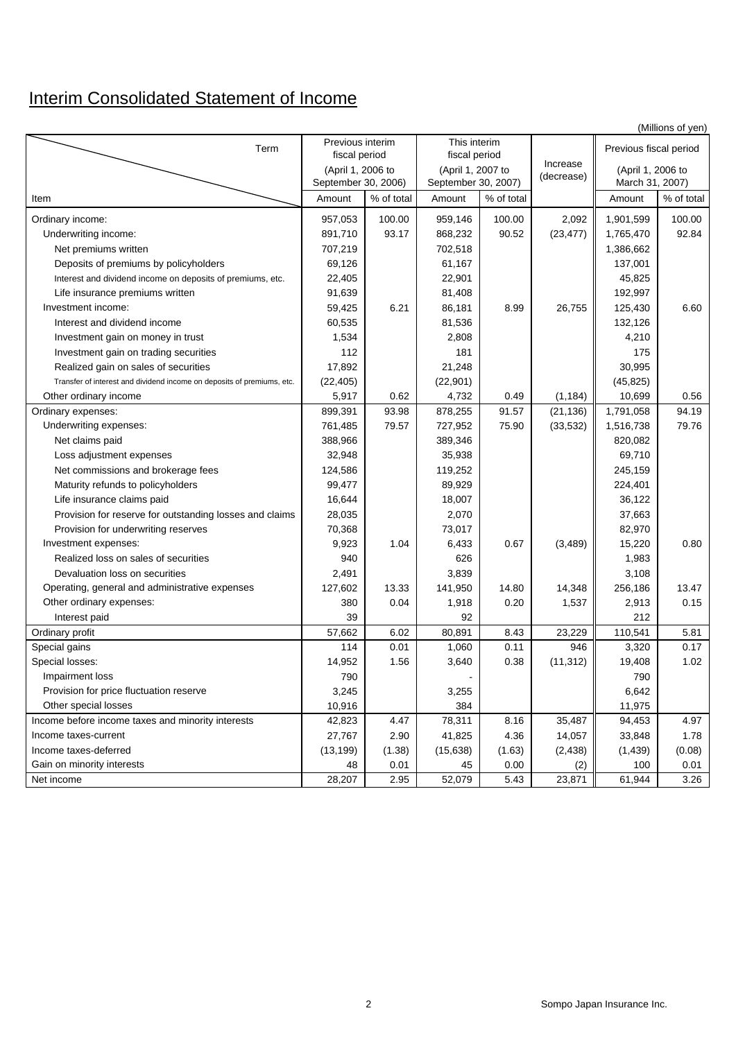# Interim Consolidated Statement of Income

(Millions of yen)

| Item | Previous interim fiscal period (April 1, 2006 to September 30, 2006) | | This interim fiscal period (April 1, 2007 to September 30, 2007) | | Increase (decrease) | Previous fiscal period (April 1, 2006 to March 31, 2007) | |
|---|---|---|---|---|---|---|---|
| | Amount | % of total | Amount | % of total | | Amount | % of total |
| Ordinary income: | 957,053 | 100.00 | 959,146 | 100.00 | 2,092 | 1,901,599 | 100.00 |
| Underwriting income: | 891,710 | 93.17 | 868,232 | 90.52 | (23,477) | 1,765,470 | 92.84 |
| Net premiums written | 707,219 | | 702,518 | | | 1,386,662 | |
| Deposits of premiums by policyholders | 69,126 | | 61,167 | | | 137,001 | |
| Interest and dividend income on deposits of premiums, etc. | 22,405 | | 22,901 | | | 45,825 | |
| Life insurance premiums written | 91,639 | | 81,408 | | | 192,997 | |
| Investment income: | 59,425 | 6.21 | 86,181 | 8.99 | 26,755 | 125,430 | 6.60 |
| Interest and dividend income | 60,535 | | 81,536 | | | 132,126 | |
| Investment gain on money in trust | 1,534 | | 2,808 | | | 4,210 | |
| Investment gain on trading securities | 112 | | 181 | | | 175 | |
| Realized gain on sales of securities | 17,892 | | 21,248 | | | 30,995 | |
| Transfer of interest and dividend income on deposits of premiums, etc. | (22,405) | | (22,901) | | | (45,825) | |
| Other ordinary income | 5,917 | 0.62 | 4,732 | 0.49 | (1,184) | 10,699 | 0.56 |
| Ordinary expenses: | 899,391 | 93.98 | 878,255 | 91.57 | (21,136) | 1,791,058 | 94.19 |
| Underwriting expenses: | 761,485 | 79.57 | 727,952 | 75.90 | (33,532) | 1,516,738 | 79.76 |
| Net claims paid | 388,966 | | 389,346 | | | 820,082 | |
| Loss adjustment expenses | 32,948 | | 35,938 | | | 69,710 | |
| Net commissions and brokerage fees | 124,586 | | 119,252 | | | 245,159 | |
| Maturity refunds to policyholders | 99,477 | | 89,929 | | | 224,401 | |
| Life insurance claims paid | 16,644 | | 18,007 | | | 36,122 | |
| Provision for reserve for outstanding losses and claims | 28,035 | | 2,070 | | | 37,663 | |
| Provision for underwriting reserves | 70,368 | | 73,017 | | | 82,970 | |
| Investment expenses: | 9,923 | 1.04 | 6,433 | 0.67 | (3,489) | 15,220 | 0.80 |
| Realized loss on sales of securities | 940 | | 626 | | | 1,983 | |
| Devaluation loss on securities | 2,491 | | 3,839 | | | 3,108 | |
| Operating, general and administrative expenses | 127,602 | 13.33 | 141,950 | 14.80 | 14,348 | 256,186 | 13.47 |
| Other ordinary expenses: | 380 | 0.04 | 1,918 | 0.20 | 1,537 | 2,913 | 0.15 |
| Interest paid | 39 | | 92 | | | 212 | |
| Ordinary profit | 57,662 | 6.02 | 80,891 | 8.43 | 23,229 | 110,541 | 5.81 |
| Special gains | 114 | 0.01 | 1,060 | 0.11 | 946 | 3,320 | 0.17 |
| Special losses: | 14,952 | 1.56 | 3,640 | 0.38 | (11,312) | 19,408 | 1.02 |
| Impairment loss | 790 | | - | | | 790 | |
| Provision for price fluctuation reserve | 3,245 | | 3,255 | | | 6,642 | |
| Other special losses | 10,916 | | 384 | | | 11,975 | |
| Income before income taxes and minority interests | 42,823 | 4.47 | 78,311 | 8.16 | 35,487 | 94,453 | 4.97 |
| Income taxes-current | 27,767 | 2.90 | 41,825 | 4.36 | 14,057 | 33,848 | 1.78 |
| Income taxes-deferred | (13,199) | (1.38) | (15,638) | (1.63) | (2,438) | (1,439) | (0.08) |
| Gain on minority interests | 48 | 0.01 | 45 | 0.00 | (2) | 100 | 0.01 |
| Net income | 28,207 | 2.95 | 52,079 | 5.43 | 23,871 | 61,944 | 3.26 |